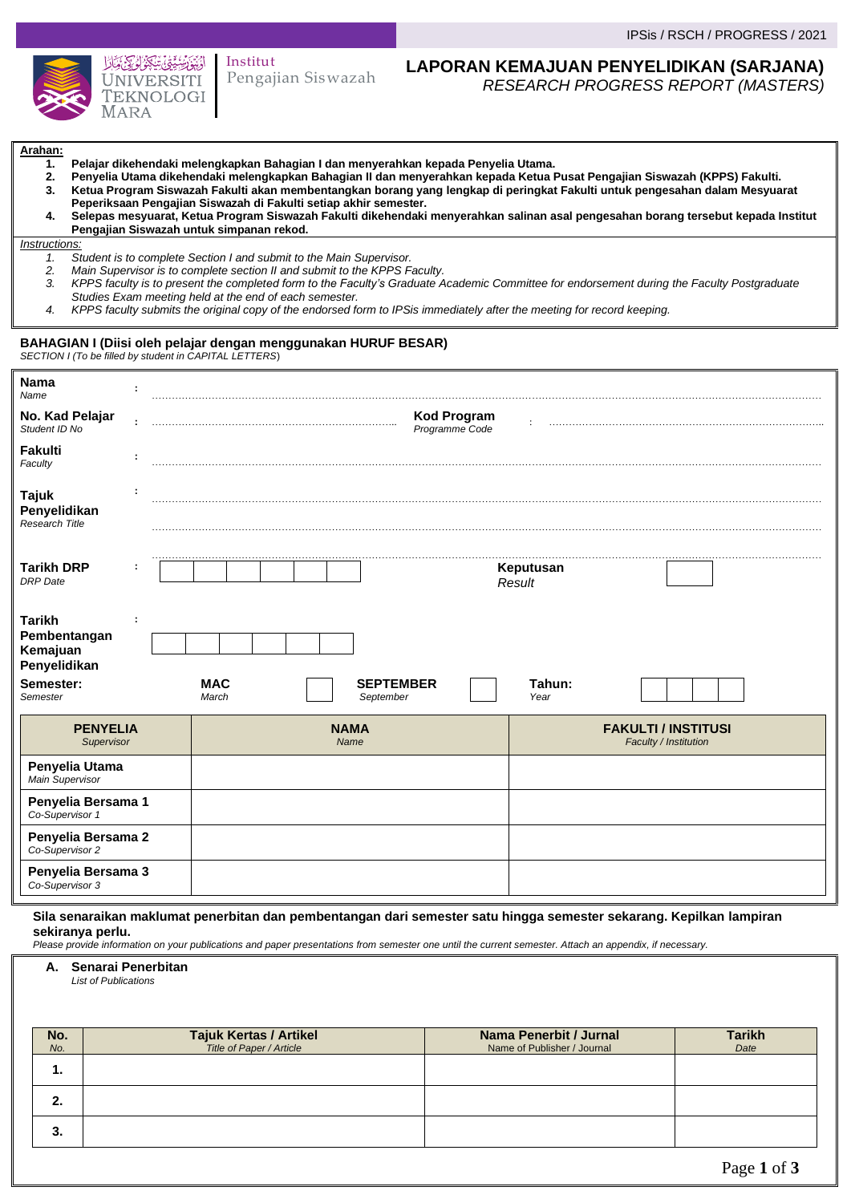IPSis / RSCH / PROGRESS / 2021

Institut Pengajian Siswazah

# LAPORAN KEMAJUAN PENYELIDIKAN (SARJANA)
*RESEARCH PROGRESS REPORT (MASTERS)*

**Arahan:**

1. **Pelajar dikehendaki melengkapkan Bahagian I dan menyerahkan kepada Penyelia Utama.**
2. **Penyelia Utama dikehendaki melengkapkan Bahagian II dan menyerahkan kepada Ketua Pusat Pengajian Siswazah (KPPS) Fakulti.**
3. **Ketua Program Siswazah Fakulti akan membentangkan borang yang lengkap di peringkat Fakulti untuk pengesahan dalam Mesyuarat Peperiksaan Pengajian Siswazah di Fakulti setiap akhir semester.**
4. **Selepas mesyuarat, Ketua Program Siswazah Fakulti dikehendaki menyerahkan salinan asal pengesahan borang tersebut kepada Institut Pengajian Siswazah untuk simpanan rekod.**

*Instructions:*

1. *Student is to complete Section I and submit to the Main Supervisor.*
2. *Main Supervisor is to complete section II and submit to the KPPS Faculty.*
3. *KPPS faculty is to present the completed form to the Faculty's Graduate Academic Committee for endorsement during the Faculty Postgraduate Studies Exam meeting held at the end of each semester.*
4. *KPPS faculty submits the original copy of the endorsed form to IPSis immediately after the meeting for record keeping.*

## BAHAGIAN I (Diisi oleh pelajar dengan menggunakan HURUF BESAR)
*SECTION I (To be filled by student in CAPITAL LETTERS)*

**Nama** / *Name* : ..........................................................................................

**No. Kad Pelajar** / *Student ID No* : .................................... **Kod Program** / *Programme Code* : ....................................

**Fakulti** / *Faculty* : ..........................................................................................

**Tajuk Penyelidikan** / *Research Title* : ..........................................................................................
..........................................................................................
..........................................................................................

**Tarikh DRP** / *DRP Date* : [ ][ ][ ][ ][ ][ ] **Keputusan** / *Result* [ ]

**Tarikh Pembentangan Kemajuan Penyelidikan** : [ ][ ][ ][ ][ ][ ]

**Semester:** / *Semester* **MAC** / *March* [ ] **SEPTEMBER** / *September* [ ] **Tahun:** / *Year* [ ][ ][ ][ ]

| **PENYELIA** / *Supervisor* | **NAMA** / *Name* | **FAKULTI / INSTITUSI** / *Faculty / Institution* |
|---|---|---|
| **Penyelia Utama** / *Main Supervisor* | | |
| **Penyelia Bersama 1** / *Co-Supervisor 1* | | |
| **Penyelia Bersama 2** / *Co-Supervisor 2* | | |
| **Penyelia Bersama 3** / *Co-Supervisor 3* | | |

**Sila senaraikan maklumat penerbitan dan pembentangan dari semester satu hingga semester sekarang. Kepilkan lampiran sekiranya perlu.**
*Please provide information on your publications and paper presentations from semester one until the current semester. Attach an appendix, if necessary.*

### A. Senarai Penerbitan
*List of Publications*

| **No.** / *No.* | **Tajuk Kertas / Artikel** / *Title of Paper / Article* | **Nama Penerbit / Jurnal** / Name of Publisher / Journal | **Tarikh** / *Date* |
|---|---|---|---|
| **1.** | | | |
| **2.** | | | |
| **3.** | | | |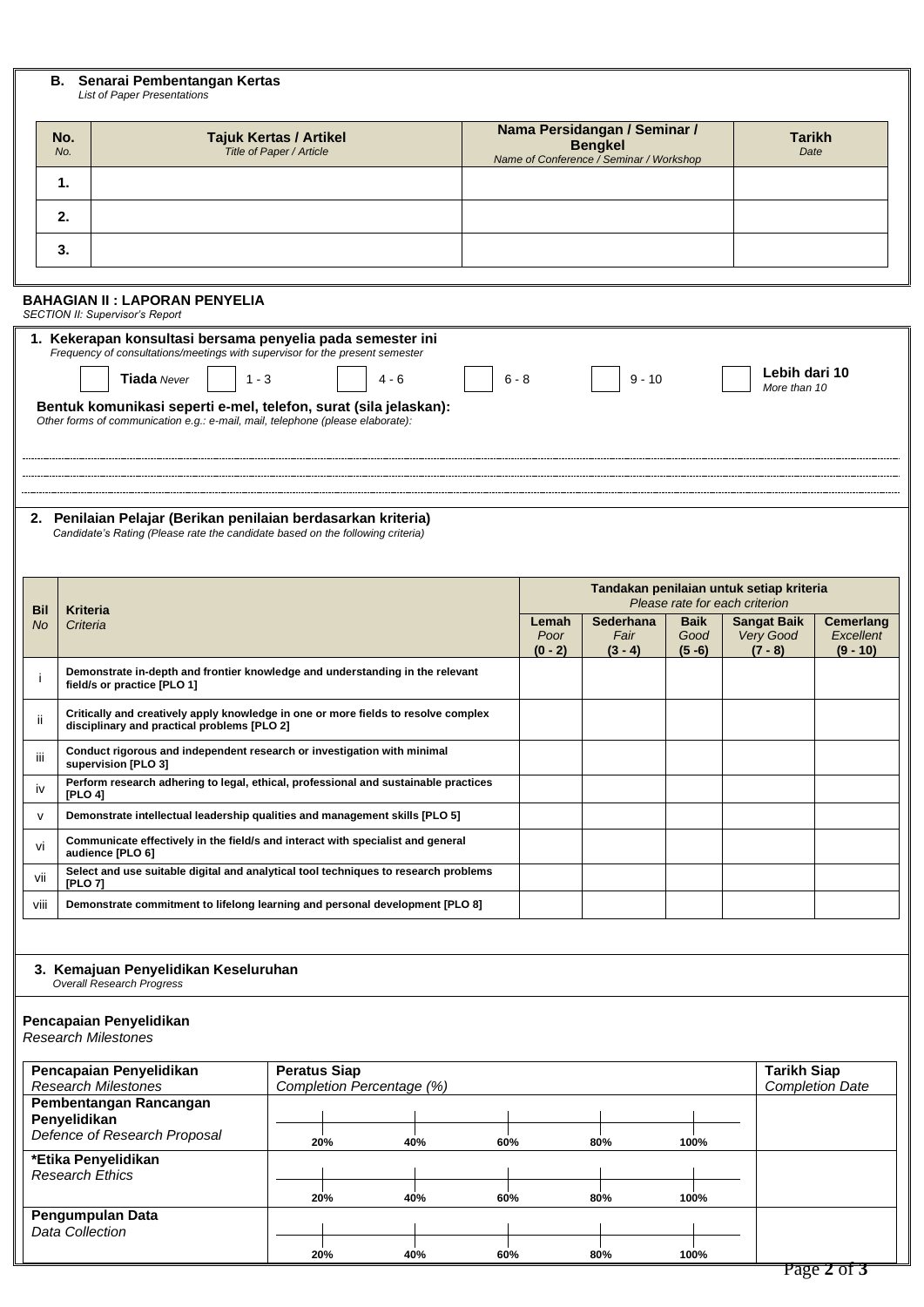### B. Senarai Pembentangan Kertas
*List of Paper Presentations*

| No. *No.* | Tajuk Kertas / Artikel *Title of Paper / Article* | Nama Persidangan / Seminar / Bengkel *Name of Conference / Seminar / Workshop* | Tarikh *Date* |
|---|---|---|---|
| 1. | | | |
| 2. | | | |
| 3. | | | |

## BAHAGIAN II : LAPORAN PENYELIA
*SECTION II: Supervisor's Report*

### 1. Kekerapan konsultasi bersama penyelia pada semester ini
*Frequency of consultations/meetings with supervisor for the present semester*

☐ **Tiada** *Never* ☐ 1 - 3 ☐ 4 - 6 ☐ 6 - 8 ☐ 9 - 10 ☐ **Lebih dari 10** *More than 10*

**Bentuk komunikasi seperti e-mel, telefon, surat (sila jelaskan):**
*Other forms of communication e.g.: e-mail, mail, telephone (please elaborate):*

........................................................................................................................................................................

........................................................................................................................................................................

........................................................................................................................................................................

### 2. Penilaian Pelajar (Berikan penilaian berdasarkan kriteria)
*Candidate's Rating (Please rate the candidate based on the following criteria)*

| Bil *No* | Kriteria *Criteria* | Tandakan penilaian untuk setiap kriteria *Please rate for each criterion* | | | | |
|---|---|---|---|---|---|---|
| | | Lemah *Poor* (0 - 2) | Sederhana *Fair* (3 - 4) | Baik *Good* (5 -6) | Sangat Baik *Very Good* (7 - 8) | Cemerlang *Excellent* (9 - 10) |
| i | **Demonstrate in-depth and frontier knowledge and understanding in the relevant field/s or practice [PLO 1]** | | | | | |
| ii | **Critically and creatively apply knowledge in one or more fields to resolve complex disciplinary and practical problems [PLO 2]** | | | | | |
| iii | **Conduct rigorous and independent research or investigation with minimal supervision [PLO 3]** | | | | | |
| iv | **Perform research adhering to legal, ethical, professional and sustainable practices [PLO 4]** | | | | | |
| v | **Demonstrate intellectual leadership qualities and management skills [PLO 5]** | | | | | |
| vi | **Communicate effectively in the field/s and interact with specialist and general audience [PLO 6]** | | | | | |
| vii | **Select and use suitable digital and analytical tool techniques to research problems [PLO 7]** | | | | | |
| viii | **Demonstrate commitment to lifelong learning and personal development [PLO 8]** | | | | | |

### 3. Kemajuan Penyelidikan Keseluruhan
*Overall Research Progress*

**Pencapaian Penyelidikan**
*Research Milestones*

| Pencapaian Penyelidikan *Research Milestones* | Peratus Siap *Completion Percentage (%)* | Tarikh Siap *Completion Date* |
|---|---|---|
| **Pembentangan Rancangan Penyelidikan** *Defence of Research Proposal* | 20% 40% 60% 80% 100% | |
| ***Etika Penyelidikan** *Research Ethics* | 20% 40% 60% 80% 100% | |
| **Pengumpulan Data** *Data Collection* | 20% 40% 60% 80% 100% | |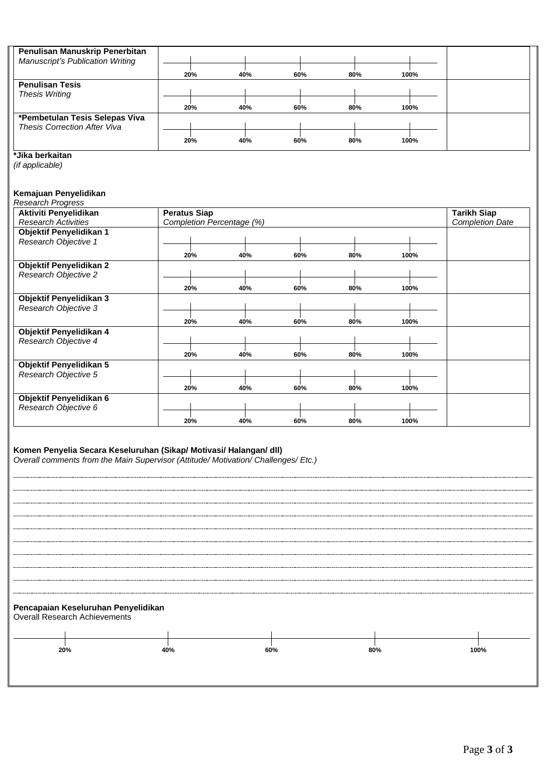| | | |
|---|---|---|
| **Penulisan Manuskrip Penerbitan** *Manuscript's Publication Writing* | 20% 40% 60% 80% 100% | |
| **Penulisan Tesis** *Thesis Writing* | 20% 40% 60% 80% 100% | |
| **\*Pembetulan Tesis Selepas Viva** *Thesis Correction After Viva* | 20% 40% 60% 80% 100% | |

**\*Jika berkaitan**
*(if applicable)*

**Kemajuan Penyelidikan**
*Research Progress*

| **Aktiviti Penyelidikan** *Research Activities* | **Peratus Siap** *Completion Percentage (%)* | **Tarikh Siap** *Completion Date* |
|---|---|---|
| **Objektif Penyelidikan 1** *Research Objective 1* | 20% 40% 60% 80% 100% | |
| **Objektif Penyelidikan 2** *Research Objective 2* | 20% 40% 60% 80% 100% | |
| **Objektif Penyelidikan 3** *Research Objective 3* | 20% 40% 60% 80% 100% | |
| **Objektif Penyelidikan 4** *Research Objective 4* | 20% 40% 60% 80% 100% | |
| **Objektif Penyelidikan 5** *Research Objective 5* | 20% 40% 60% 80% 100% | |
| **Objektif Penyelidikan 6** *Research Objective 6* | 20% 40% 60% 80% 100% | |

**Komen Penyelia Secara Keseluruhan (Sikap/ Motivasi/ Halangan/ dll)**
*Overall comments from the Main Supervisor (Attitude/ Motivation/ Challenges/ Etc.)*

.......................................................................................................................................................

.......................................................................................................................................................

.......................................................................................................................................................

.......................................................................................................................................................

.......................................................................................................................................................

.......................................................................................................................................................

.......................................................................................................................................................

.......................................................................................................................................................

.......................................................................................................................................................

.......................................................................................................................................................

**Pencapaian Keseluruhan Penyelidikan**
Overall Research Achievements

20% 40% 60% 80% 100%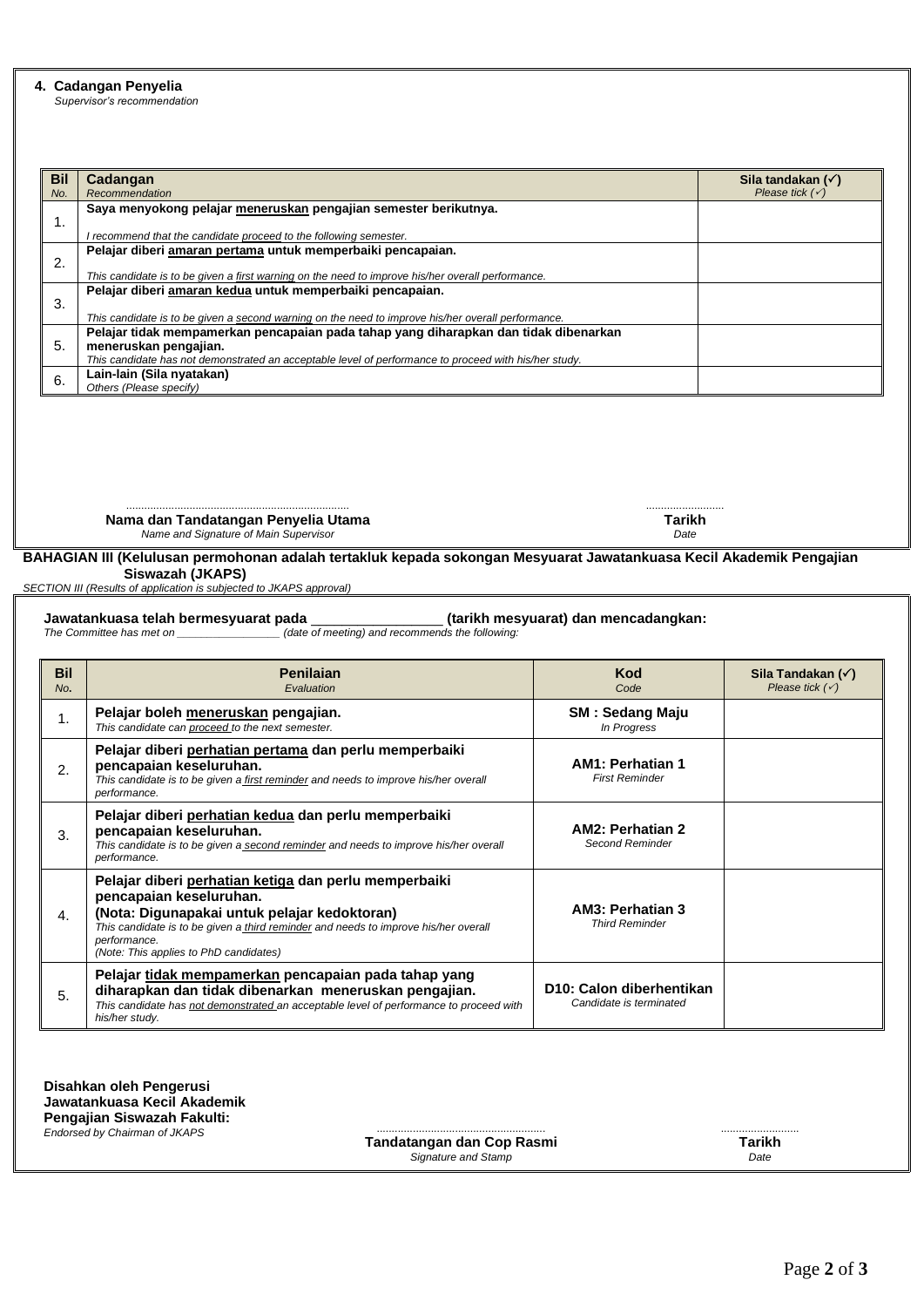**4. Cadangan Penyelia**
*Supervisor's recommendation*

| **Bil** *No.* | **Cadangan** *Recommendation* | **Sila tandakan (✓)** *Please tick (✓)* |
|---|---|---|
| 1. | **Saya menyokong pelajar <u>meneruskan</u> pengajian semester berikutnya.** *I recommend that the candidate <u>proceed</u> to the following semester.* | |
| 2. | **Pelajar diberi <u>amaran pertama</u> untuk memperbaiki pencapaian.** *This candidate is to be given a <u>first warning</u> on the need to improve his/her overall performance.* | |
| 3. | **Pelajar diberi <u>amaran kedua</u> untuk memperbaiki pencapaian.** *This candidate is to be given a <u>second warning</u> on the need to improve his/her overall performance.* | |
| 5. | **Pelajar tidak mempamerkan pencapaian pada tahap yang diharapkan dan tidak dibenarkan meneruskan pengajian.** *This candidate has not demonstrated an acceptable level of performance to proceed with his/her study.* | |
| 6. | **Lain-lain (Sila nyatakan)** *Others (Please specify)* | |

.........................................................................
**Nama dan Tandatangan Penyelia Utama**
*Name and Signature of Main Supervisor*

.........................
**Tarikh**
*Date*

**BAHAGIAN III (Kelulusan permohonan adalah tertakluk kepada sokongan Mesyuarat Jawatankuasa Kecil Akademik Pengajian Siswazah (JKAPS)**
*SECTION III (Results of application is subjected to JKAPS approval)*

**Jawatankuasa telah bermesyuarat pada _________________ (tarikh mesyuarat) dan mencadangkan:**
*The Committee has met on _________________ (date of meeting) and recommends the following:*

| **Bil** *No.* | **Penilaian** *Evaluation* | **Kod** *Code* | **Sila Tandakan (✓)** *Please tick (✓)* |
|---|---|---|---|
| 1. | **Pelajar boleh <u>meneruskan</u> pengajian.** *This candidate can <u>proceed</u> to the next semester.* | **SM : Sedang Maju** *In Progress* | |
| 2. | **Pelajar diberi <u>perhatian pertama</u> dan perlu memperbaiki pencapaian keseluruhan.** *This candidate is to be given a <u>first reminder</u> and needs to improve his/her overall performance.* | **AM1: Perhatian 1** *First Reminder* | |
| 3. | **Pelajar diberi <u>perhatian kedua</u> dan perlu memperbaiki pencapaian keseluruhan.** *This candidate is to be given a <u>second reminder</u> and needs to improve his/her overall performance.* | **AM2: Perhatian 2** *Second Reminder* | |
| 4. | **Pelajar diberi <u>perhatian ketiga</u> dan perlu memperbaiki pencapaian keseluruhan. (Nota: Digunapakai untuk pelajar kedoktoran)** *This candidate is to be given a <u>third reminder</u> and needs to improve his/her overall performance. (Note: This applies to PhD candidates)* | **AM3: Perhatian 3** *Third Reminder* | |
| 5. | **Pelajar <u>tidak mempamerkan</u> pencapaian pada tahap yang diharapkan dan tidak dibenarkan meneruskan pengajian.** *This candidate has <u>not demonstrated</u> an acceptable level of performance to proceed with his/her study.* | **D10: Calon diberhentikan** *Candidate is terminated* | |

**Disahkan oleh Pengerusi Jawatankuasa Kecil Akademik Pengajian Siswazah Fakulti:**
*Endorsed by Chairman of JKAPS*

.......................................................
**Tandatangan dan Cop Rasmi**
*Signature and Stamp*

.........................
**Tarikh**
*Date*